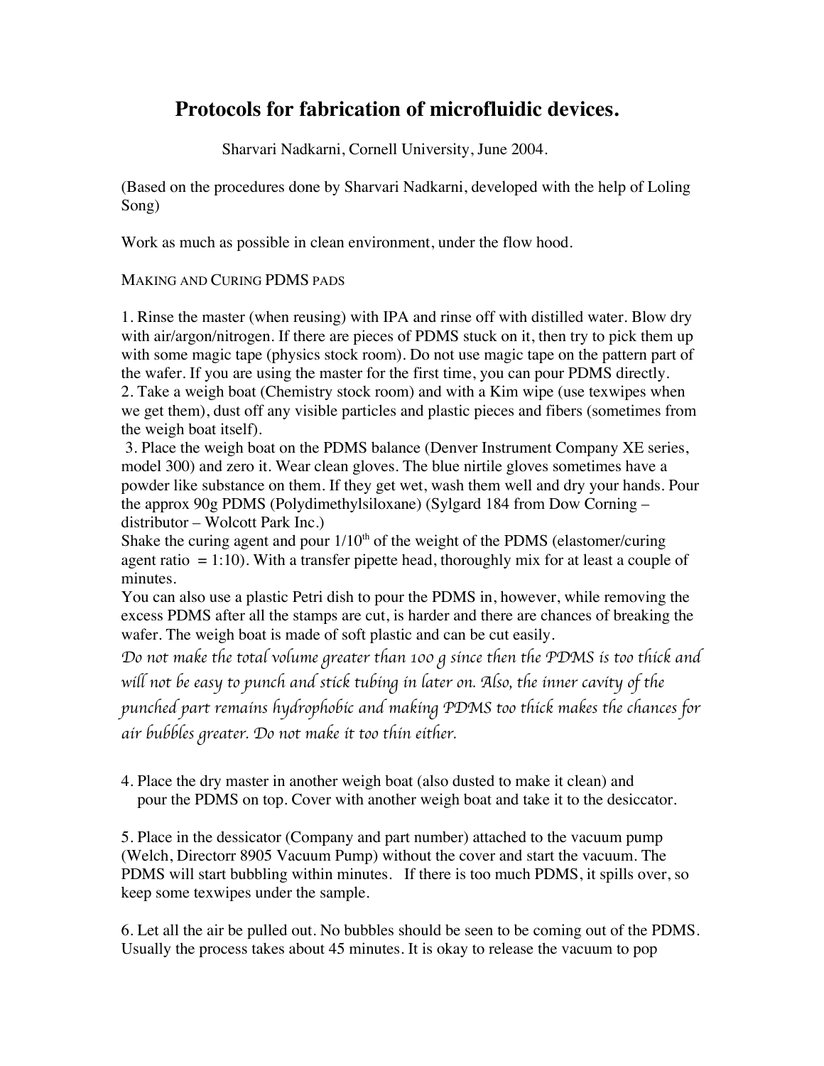# Protocols for fabrication of microfluidic devices.

Sharvari Nadkarni, Cornell University, June 2004.

(Based on the procedures done by Sharvari Nadkarni, developed with the help of Loling Song)

Work as much as possible in clean environment, under the flow hood.

MAKING AND CURING PDMS PADS

1. Rinse the master (when reusing) with IPA and rinse off with distilled water. Blow dry with air/argon/nitrogen. If there are pieces of PDMS stuck on it, then try to pick them up with some magic tape (physics stock room). Do not use magic tape on the pattern part of the wafer. If you are using the master for the first time, you can pour PDMS directly.
2. Take a weigh boat (Chemistry stock room) and with a Kim wipe (use texwipes when we get them), dust off any visible particles and plastic pieces and fibers (sometimes from the weigh boat itself).
3. Place the weigh boat on the PDMS balance (Denver Instrument Company XE series, model 300) and zero it. Wear clean gloves. The blue nirtile gloves sometimes have a powder like substance on them. If they get wet, wash them well and dry your hands. Pour the approx 90g PDMS (Polydimethylsiloxane) (Sylgard 184 from Dow Corning – distributor – Wolcott Park Inc.)
Shake the curing agent and pour 1/10$^{th}$ of the weight of the PDMS (elastomer/curing agent ratio = 1:10). With a transfer pipette head, thoroughly mix for at least a couple of minutes.
You can also use a plastic Petri dish to pour the PDMS in, however, while removing the excess PDMS after all the stamps are cut, is harder and there are chances of breaking the wafer. The weigh boat is made of soft plastic and can be cut easily.
*Do not make the total volume greater than 100 g since then the PDMS is too thick and will not be easy to punch and stick tubing in later on. Also, the inner cavity of the punched part remains hydrophobic and making PDMS too thick makes the chances for air bubbles greater. Do not make it too thin either.*

4. Place the dry master in another weigh boat (also dusted to make it clean) and pour the PDMS on top. Cover with another weigh boat and take it to the desiccator.

5. Place in the dessicator (Company and part number) attached to the vacuum pump (Welch, Directorr 8905 Vacuum Pump) without the cover and start the vacuum. The PDMS will start bubbling within minutes. If there is too much PDMS, it spills over, so keep some texwipes under the sample.

6. Let all the air be pulled out. No bubbles should be seen to be coming out of the PDMS. Usually the process takes about 45 minutes. It is okay to release the vacuum to pop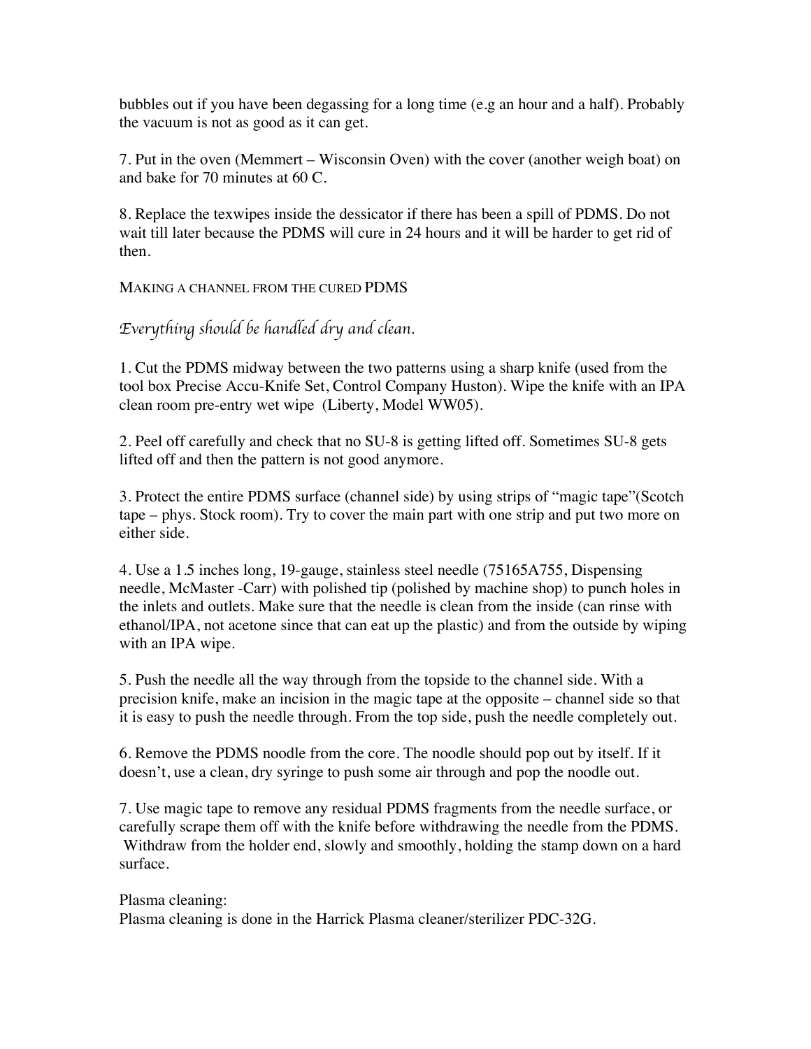bubbles out if you have been degassing for a long time (e.g an hour and a half). Probably the vacuum is not as good as it can get.

7. Put in the oven (Memmert – Wisconsin Oven) with the cover (another weigh boat) on and bake for 70 minutes at 60 C.

8. Replace the texwipes inside the dessicator if there has been a spill of PDMS. Do not wait till later because the PDMS will cure in 24 hours and it will be harder to get rid of then.

## MAKING A CHANNEL FROM THE CURED PDMS

*Everything should be handled dry and clean.*

1. Cut the PDMS midway between the two patterns using a sharp knife (used from the tool box Precise Accu-Knife Set, Control Company Huston). Wipe the knife with an IPA clean room pre-entry wet wipe (Liberty, Model WW05).

2. Peel off carefully and check that no SU-8 is getting lifted off. Sometimes SU-8 gets lifted off and then the pattern is not good anymore.

3. Protect the entire PDMS surface (channel side) by using strips of "magic tape"(Scotch tape – phys. Stock room). Try to cover the main part with one strip and put two more on either side.

4. Use a 1.5 inches long, 19-gauge, stainless steel needle (75165A755, Dispensing needle, McMaster -Carr) with polished tip (polished by machine shop) to punch holes in the inlets and outlets. Make sure that the needle is clean from the inside (can rinse with ethanol/IPA, not acetone since that can eat up the plastic) and from the outside by wiping with an IPA wipe.

5. Push the needle all the way through from the topside to the channel side. With a precision knife, make an incision in the magic tape at the opposite – channel side so that it is easy to push the needle through. From the top side, push the needle completely out.

6. Remove the PDMS noodle from the core. The noodle should pop out by itself. If it doesn't, use a clean, dry syringe to push some air through and pop the noodle out.

7. Use magic tape to remove any residual PDMS fragments from the needle surface, or carefully scrape them off with the knife before withdrawing the needle from the PDMS. Withdraw from the holder end, slowly and smoothly, holding the stamp down on a hard surface.

Plasma cleaning:
Plasma cleaning is done in the Harrick Plasma cleaner/sterilizer PDC-32G.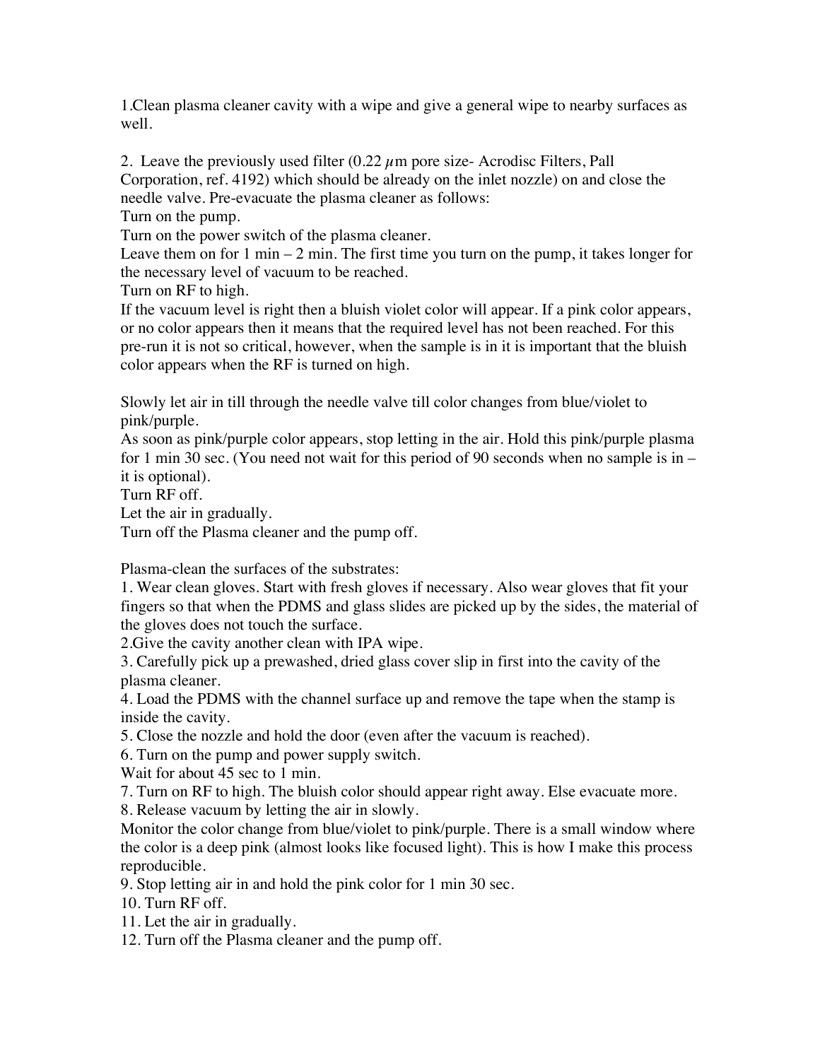1.Clean plasma cleaner cavity with a wipe and give a general wipe to nearby surfaces as well.

2. Leave the previously used filter (0.22 $\mu$m pore size- Acrodisc Filters, Pall Corporation, ref. 4192) which should be already on the inlet nozzle) on and close the needle valve. Pre-evacuate the plasma cleaner as follows:
Turn on the pump.
Turn on the power switch of the plasma cleaner.
Leave them on for 1 min – 2 min. The first time you turn on the pump, it takes longer for the necessary level of vacuum to be reached.
Turn on RF to high.
If the vacuum level is right then a bluish violet color will appear. If a pink color appears, or no color appears then it means that the required level has not been reached. For this pre-run it is not so critical, however, when the sample is in it is important that the bluish color appears when the RF is turned on high.

Slowly let air in till through the needle valve till color changes from blue/violet to pink/purple.
As soon as pink/purple color appears, stop letting in the air. Hold this pink/purple plasma for 1 min 30 sec. (You need not wait for this period of 90 seconds when no sample is in – it is optional).
Turn RF off.
Let the air in gradually.
Turn off the Plasma cleaner and the pump off.

Plasma-clean the surfaces of the substrates:
1. Wear clean gloves. Start with fresh gloves if necessary. Also wear gloves that fit your fingers so that when the PDMS and glass slides are picked up by the sides, the material of the gloves does not touch the surface.
2.Give the cavity another clean with IPA wipe.
3. Carefully pick up a prewashed, dried glass cover slip in first into the cavity of the plasma cleaner.
4. Load the PDMS with the channel surface up and remove the tape when the stamp is inside the cavity.
5. Close the nozzle and hold the door (even after the vacuum is reached).
6. Turn on the pump and power supply switch.
Wait for about 45 sec to 1 min.
7. Turn on RF to high. The bluish color should appear right away. Else evacuate more.
8. Release vacuum by letting the air in slowly.
Monitor the color change from blue/violet to pink/purple. There is a small window where the color is a deep pink (almost looks like focused light). This is how I make this process reproducible.
9. Stop letting air in and hold the pink color for 1 min 30 sec.
10. Turn RF off.
11. Let the air in gradually.
12. Turn off the Plasma cleaner and the pump off.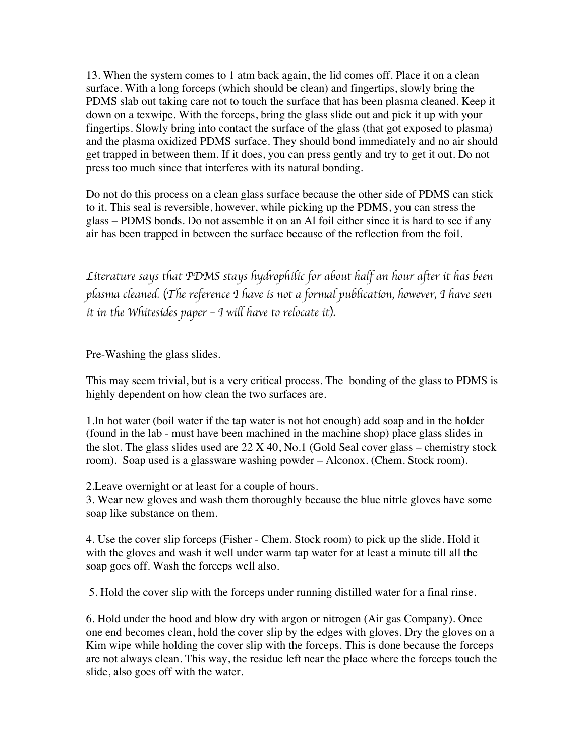13. When the system comes to 1 atm back again, the lid comes off. Place it on a clean surface. With a long forceps (which should be clean) and fingertips, slowly bring the PDMS slab out taking care not to touch the surface that has been plasma cleaned. Keep it down on a texwipe. With the forceps, bring the glass slide out and pick it up with your fingertips. Slowly bring into contact the surface of the glass (that got exposed to plasma) and the plasma oxidized PDMS surface. They should bond immediately and no air should get trapped in between them. If it does, you can press gently and try to get it out. Do not press too much since that interferes with its natural bonding.

Do not do this process on a clean glass surface because the other side of PDMS can stick to it. This seal is reversible, however, while picking up the PDMS, you can stress the glass – PDMS bonds. Do not assemble it on an Al foil either since it is hard to see if any air has been trapped in between the surface because of the reflection from the foil.

*Literature says that PDMS stays hydrophilic for about half an hour after it has been plasma cleaned. (The reference I have is not a formal publication, however, I have seen it in the Whitesides paper – I will have to relocate it).*

Pre-Washing the glass slides.

This may seem trivial, but is a very critical process. The bonding of the glass to PDMS is highly dependent on how clean the two surfaces are.

1.In hot water (boil water if the tap water is not hot enough) add soap and in the holder (found in the lab - must have been machined in the machine shop) place glass slides in the slot. The glass slides used are 22 X 40, No.1 (Gold Seal cover glass – chemistry stock room). Soap used is a glassware washing powder – Alconox. (Chem. Stock room).

2.Leave overnight or at least for a couple of hours.
3. Wear new gloves and wash them thoroughly because the blue nitrle gloves have some soap like substance on them.

4. Use the cover slip forceps (Fisher - Chem. Stock room) to pick up the slide. Hold it with the gloves and wash it well under warm tap water for at least a minute till all the soap goes off. Wash the forceps well also.

5. Hold the cover slip with the forceps under running distilled water for a final rinse.

6. Hold under the hood and blow dry with argon or nitrogen (Air gas Company). Once one end becomes clean, hold the cover slip by the edges with gloves. Dry the gloves on a Kim wipe while holding the cover slip with the forceps. This is done because the forceps are not always clean. This way, the residue left near the place where the forceps touch the slide, also goes off with the water.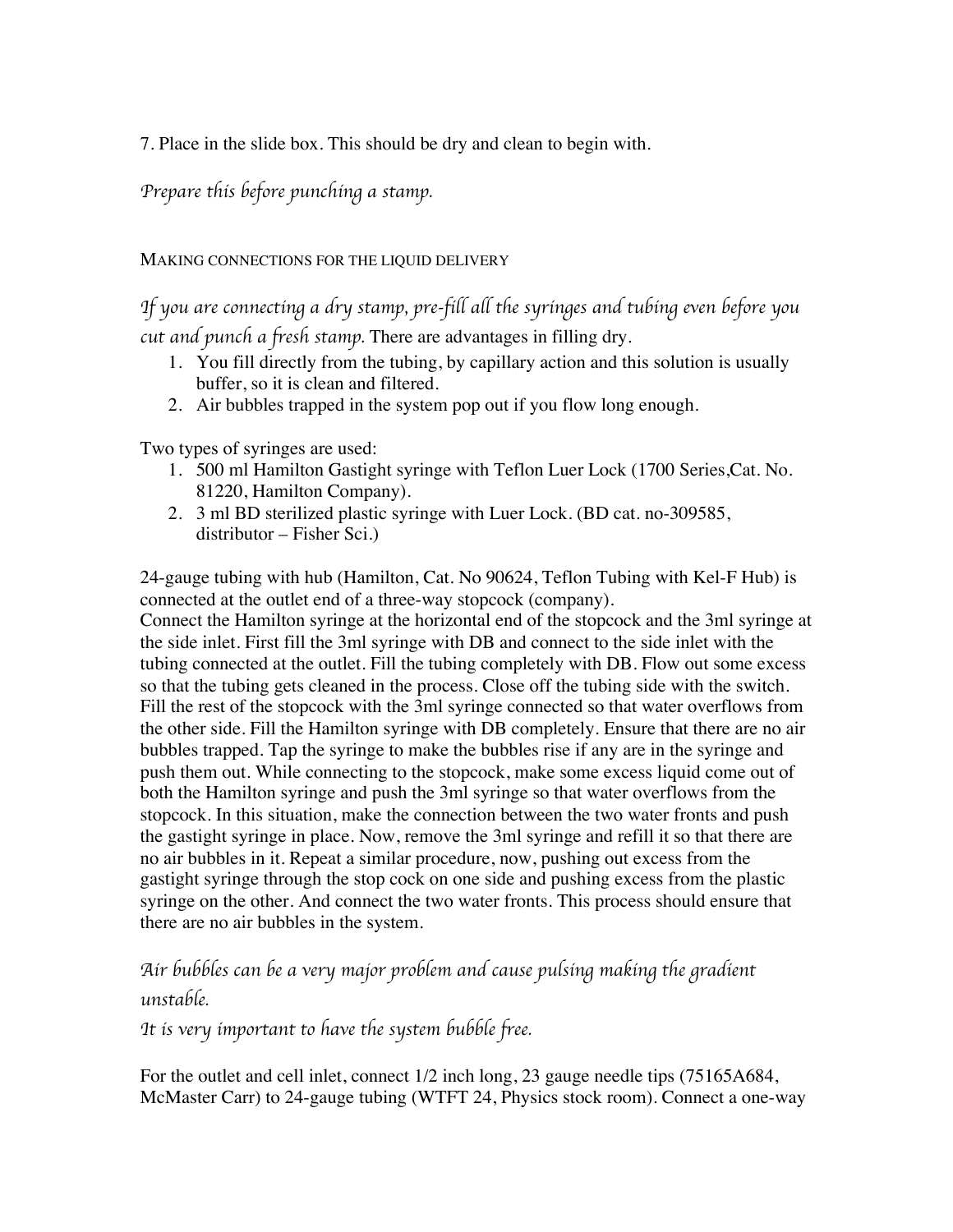7. Place in the slide box. This should be dry and clean to begin with.

*Prepare this before punching a stamp.*

## MAKING CONNECTIONS FOR THE LIQUID DELIVERY

*If you are connecting a dry stamp, pre-fill all the syringes and tubing even before you cut and punch a fresh stamp.* There are advantages in filling dry.

1. You fill directly from the tubing, by capillary action and this solution is usually buffer, so it is clean and filtered.
2. Air bubbles trapped in the system pop out if you flow long enough.

Two types of syringes are used:

1. 500 ml Hamilton Gastight syringe with Teflon Luer Lock (1700 Series,Cat. No. 81220, Hamilton Company).
2. 3 ml BD sterilized plastic syringe with Luer Lock. (BD cat. no-309585, distributor – Fisher Sci.)

24-gauge tubing with hub (Hamilton, Cat. No 90624, Teflon Tubing with Kel-F Hub) is connected at the outlet end of a three-way stopcock (company).
Connect the Hamilton syringe at the horizontal end of the stopcock and the 3ml syringe at the side inlet. First fill the 3ml syringe with DB and connect to the side inlet with the tubing connected at the outlet. Fill the tubing completely with DB. Flow out some excess so that the tubing gets cleaned in the process. Close off the tubing side with the switch. Fill the rest of the stopcock with the 3ml syringe connected so that water overflows from the other side. Fill the Hamilton syringe with DB completely. Ensure that there are no air bubbles trapped. Tap the syringe to make the bubbles rise if any are in the syringe and push them out. While connecting to the stopcock, make some excess liquid come out of both the Hamilton syringe and push the 3ml syringe so that water overflows from the stopcock. In this situation, make the connection between the two water fronts and push the gastight syringe in place. Now, remove the 3ml syringe and refill it so that there are no air bubbles in it. Repeat a similar procedure, now, pushing out excess from the gastight syringe through the stop cock on one side and pushing excess from the plastic syringe on the other. And connect the two water fronts. This process should ensure that there are no air bubbles in the system.

*Air bubbles can be a very major problem and cause pulsing making the gradient unstable.*
*It is very important to have the system bubble free.*

For the outlet and cell inlet, connect 1/2 inch long, 23 gauge needle tips (75165A684, McMaster Carr) to 24-gauge tubing (WTFT 24, Physics stock room). Connect a one-way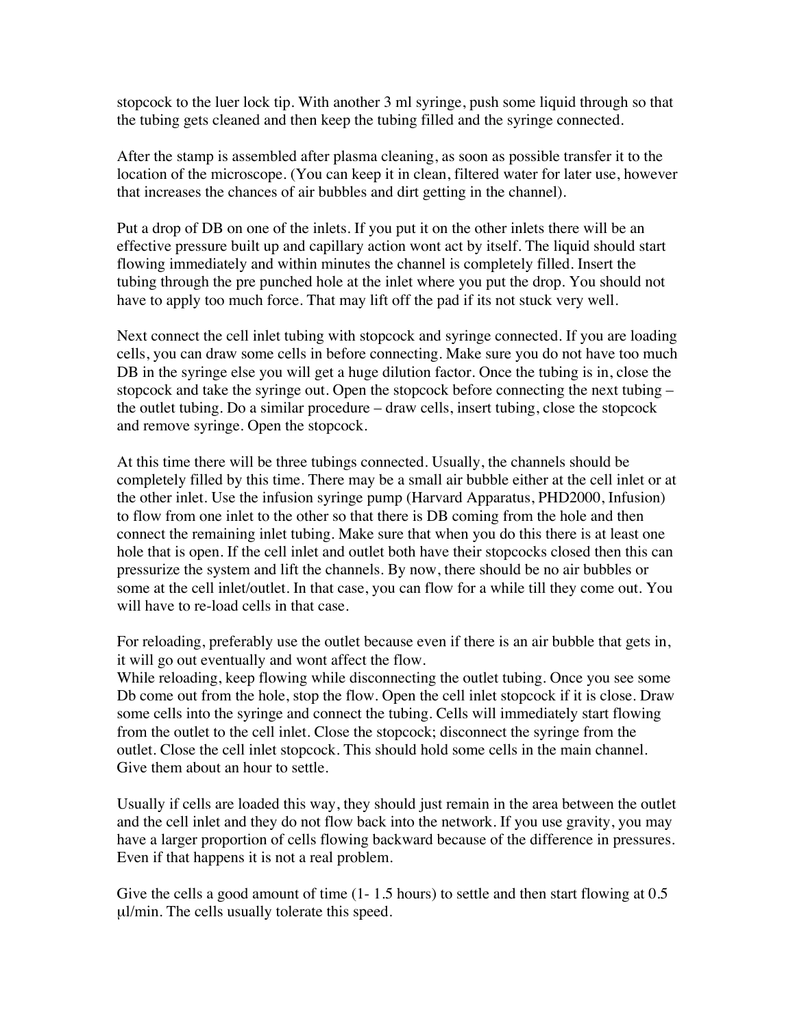stopcock to the luer lock tip. With another 3 ml syringe, push some liquid through so that the tubing gets cleaned and then keep the tubing filled and the syringe connected.

After the stamp is assembled after plasma cleaning, as soon as possible transfer it to the location of the microscope. (You can keep it in clean, filtered water for later use, however that increases the chances of air bubbles and dirt getting in the channel).

Put a drop of DB on one of the inlets. If you put it on the other inlets there will be an effective pressure built up and capillary action wont act by itself. The liquid should start flowing immediately and within minutes the channel is completely filled. Insert the tubing through the pre punched hole at the inlet where you put the drop. You should not have to apply too much force. That may lift off the pad if its not stuck very well.

Next connect the cell inlet tubing with stopcock and syringe connected. If you are loading cells, you can draw some cells in before connecting. Make sure you do not have too much DB in the syringe else you will get a huge dilution factor. Once the tubing is in, close the stopcock and take the syringe out. Open the stopcock before connecting the next tubing – the outlet tubing. Do a similar procedure – draw cells, insert tubing, close the stopcock and remove syringe. Open the stopcock.

At this time there will be three tubings connected. Usually, the channels should be completely filled by this time. There may be a small air bubble either at the cell inlet or at the other inlet. Use the infusion syringe pump (Harvard Apparatus, PHD2000, Infusion) to flow from one inlet to the other so that there is DB coming from the hole and then connect the remaining inlet tubing. Make sure that when you do this there is at least one hole that is open. If the cell inlet and outlet both have their stopcocks closed then this can pressurize the system and lift the channels. By now, there should be no air bubbles or some at the cell inlet/outlet. In that case, you can flow for a while till they come out. You will have to re-load cells in that case.

For reloading, preferably use the outlet because even if there is an air bubble that gets in, it will go out eventually and wont affect the flow.
While reloading, keep flowing while disconnecting the outlet tubing. Once you see some Db come out from the hole, stop the flow. Open the cell inlet stopcock if it is close. Draw some cells into the syringe and connect the tubing. Cells will immediately start flowing from the outlet to the cell inlet. Close the stopcock; disconnect the syringe from the outlet. Close the cell inlet stopcock. This should hold some cells in the main channel. Give them about an hour to settle.

Usually if cells are loaded this way, they should just remain in the area between the outlet and the cell inlet and they do not flow back into the network. If you use gravity, you may have a larger proportion of cells flowing backward because of the difference in pressures. Even if that happens it is not a real problem.

Give the cells a good amount of time (1- 1.5 hours) to settle and then start flowing at 0.5 μl/min. The cells usually tolerate this speed.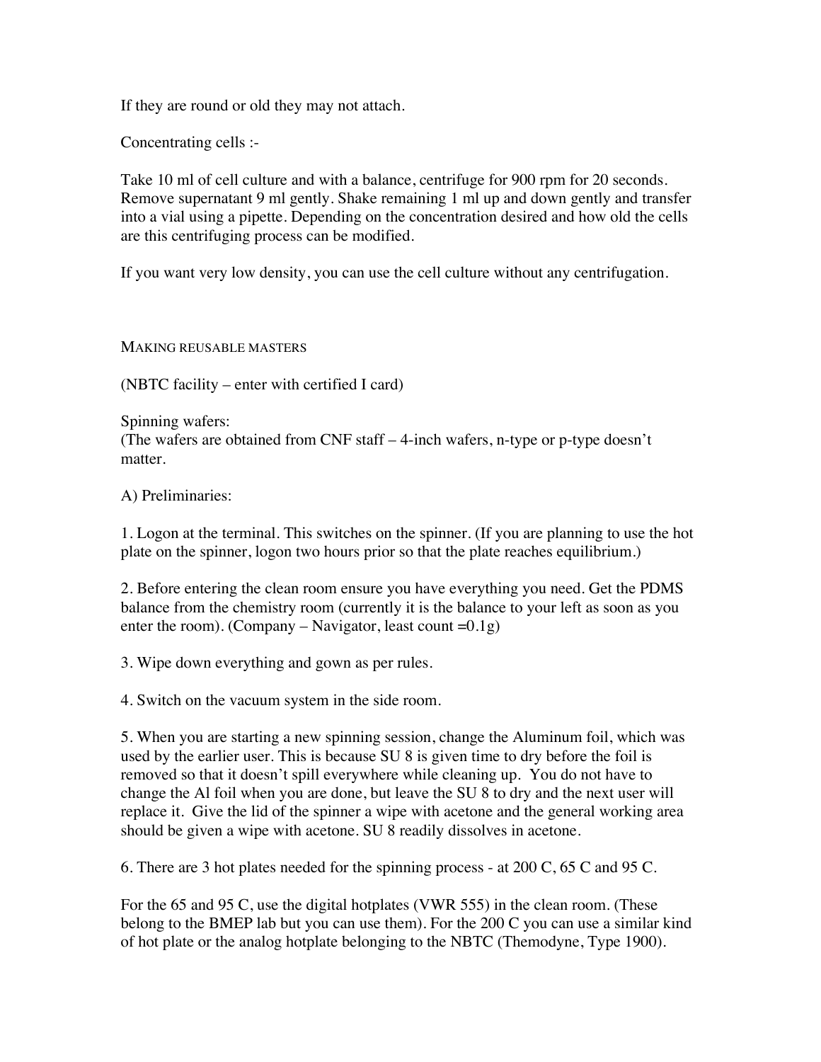If they are round or old they may not attach.

Concentrating cells :-

Take 10 ml of cell culture and with a balance, centrifuge for 900 rpm for 20 seconds. Remove supernatant 9 ml gently. Shake remaining 1 ml up and down gently and transfer into a vial using a pipette. Depending on the concentration desired and how old the cells are this centrifuging process can be modified.

If you want very low density, you can use the cell culture without any centrifugation.

## MAKING REUSABLE MASTERS

(NBTC facility – enter with certified I card)

Spinning wafers:
(The wafers are obtained from CNF staff – 4-inch wafers, n-type or p-type doesn't matter.

A) Preliminaries:

1. Logon at the terminal. This switches on the spinner. (If you are planning to use the hot plate on the spinner, logon two hours prior so that the plate reaches equilibrium.)

2. Before entering the clean room ensure you have everything you need. Get the PDMS balance from the chemistry room (currently it is the balance to your left as soon as you enter the room). (Company – Navigator, least count =0.1g)

3. Wipe down everything and gown as per rules.

4. Switch on the vacuum system in the side room.

5. When you are starting a new spinning session, change the Aluminum foil, which was used by the earlier user. This is because SU 8 is given time to dry before the foil is removed so that it doesn't spill everywhere while cleaning up. You do not have to change the Al foil when you are done, but leave the SU 8 to dry and the next user will replace it. Give the lid of the spinner a wipe with acetone and the general working area should be given a wipe with acetone. SU 8 readily dissolves in acetone.

6. There are 3 hot plates needed for the spinning process - at 200 C, 65 C and 95 C.

For the 65 and 95 C, use the digital hotplates (VWR 555) in the clean room. (These belong to the BMEP lab but you can use them). For the 200 C you can use a similar kind of hot plate or the analog hotplate belonging to the NBTC (Themodyne, Type 1900).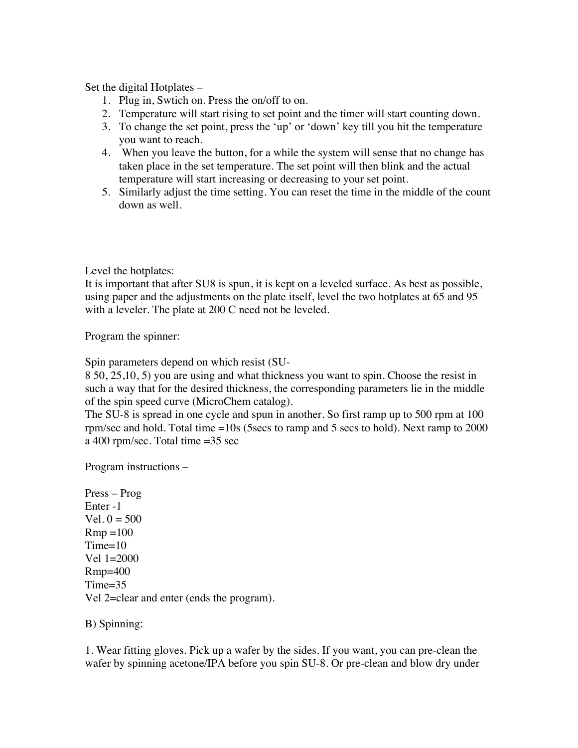Set the digital Hotplates –

1. Plug in, Swtich on. Press the on/off to on.
2. Temperature will start rising to set point and the timer will start counting down.
3. To change the set point, press the 'up' or 'down' key till you hit the temperature you want to reach.
4. When you leave the button, for a while the system will sense that no change has taken place in the set temperature. The set point will then blink and the actual temperature will start increasing or decreasing to your set point.
5. Similarly adjust the time setting. You can reset the time in the middle of the count down as well.

Level the hotplates:
It is important that after SU8 is spun, it is kept on a leveled surface. As best as possible, using paper and the adjustments on the plate itself, level the two hotplates at 65 and 95 with a leveler. The plate at 200 C need not be leveled.

Program the spinner:

Spin parameters depend on which resist (SU-8 50, 25,10, 5) you are using and what thickness you want to spin. Choose the resist in such a way that for the desired thickness, the corresponding parameters lie in the middle of the spin speed curve (MicroChem catalog).
The SU-8 is spread in one cycle and spun in another. So first ramp up to 500 rpm at 100 rpm/sec and hold. Total time =10s (5secs to ramp and 5 secs to hold). Next ramp to 2000 a 400 rpm/sec. Total time =35 sec

Program instructions –

Press – Prog
Enter -1
Vel. 0 = 500
Rmp =100
Time=10
Vel 1=2000
Rmp=400
Time=35
Vel 2=clear and enter (ends the program).

B) Spinning:

1. Wear fitting gloves. Pick up a wafer by the sides. If you want, you can pre-clean the wafer by spinning acetone/IPA before you spin SU-8. Or pre-clean and blow dry under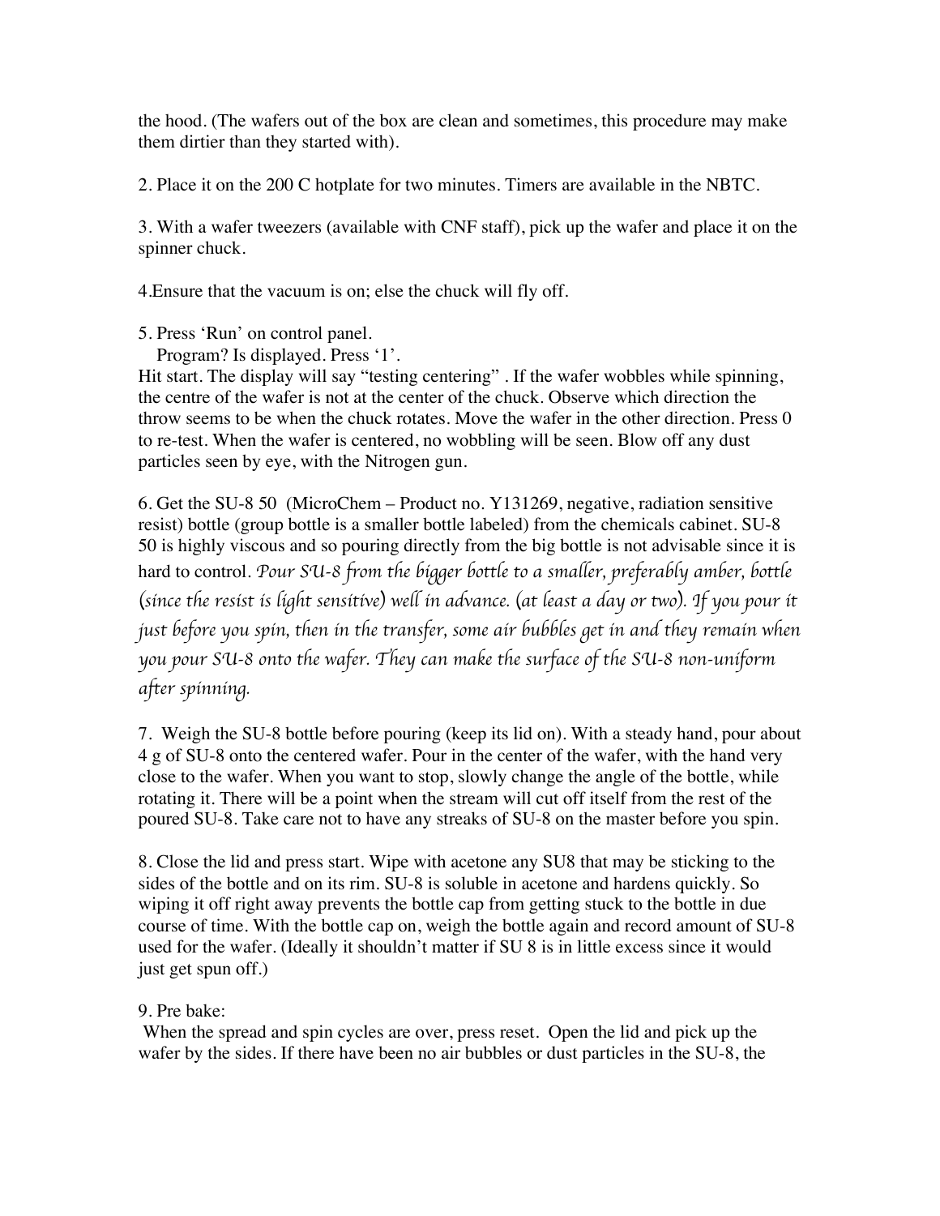the hood. (The wafers out of the box are clean and sometimes, this procedure may make them dirtier than they started with).

2. Place it on the 200 C hotplate for two minutes. Timers are available in the NBTC.

3. With a wafer tweezers (available with CNF staff), pick up the wafer and place it on the spinner chuck.

4.Ensure that the vacuum is on; else the chuck will fly off.

5. Press 'Run' on control panel.
   Program? Is displayed. Press '1'.
Hit start. The display will say "testing centering" . If the wafer wobbles while spinning, the centre of the wafer is not at the center of the chuck. Observe which direction the throw seems to be when the chuck rotates. Move the wafer in the other direction. Press 0 to re-test. When the wafer is centered, no wobbling will be seen. Blow off any dust particles seen by eye, with the Nitrogen gun.

6. Get the SU-8 50 (MicroChem – Product no. Y131269, negative, radiation sensitive resist) bottle (group bottle is a smaller bottle labeled) from the chemicals cabinet. SU-8 50 is highly viscous and so pouring directly from the big bottle is not advisable since it is hard to control. *Pour SU-8 from the bigger bottle to a smaller, preferably amber, bottle (since the resist is light sensitive) well in advance. (at least a day or two). If you pour it just before you spin, then in the transfer, some air bubbles get in and they remain when you pour SU-8 onto the wafer. They can make the surface of the SU-8 non-uniform after spinning.*

7. Weigh the SU-8 bottle before pouring (keep its lid on). With a steady hand, pour about 4 g of SU-8 onto the centered wafer. Pour in the center of the wafer, with the hand very close to the wafer. When you want to stop, slowly change the angle of the bottle, while rotating it. There will be a point when the stream will cut off itself from the rest of the poured SU-8. Take care not to have any streaks of SU-8 on the master before you spin.

8. Close the lid and press start. Wipe with acetone any SU8 that may be sticking to the sides of the bottle and on its rim. SU-8 is soluble in acetone and hardens quickly. So wiping it off right away prevents the bottle cap from getting stuck to the bottle in due course of time. With the bottle cap on, weigh the bottle again and record amount of SU-8 used for the wafer. (Ideally it shouldn't matter if SU 8 is in little excess since it would just get spun off.)

9. Pre bake:
When the spread and spin cycles are over, press reset. Open the lid and pick up the wafer by the sides. If there have been no air bubbles or dust particles in the SU-8, the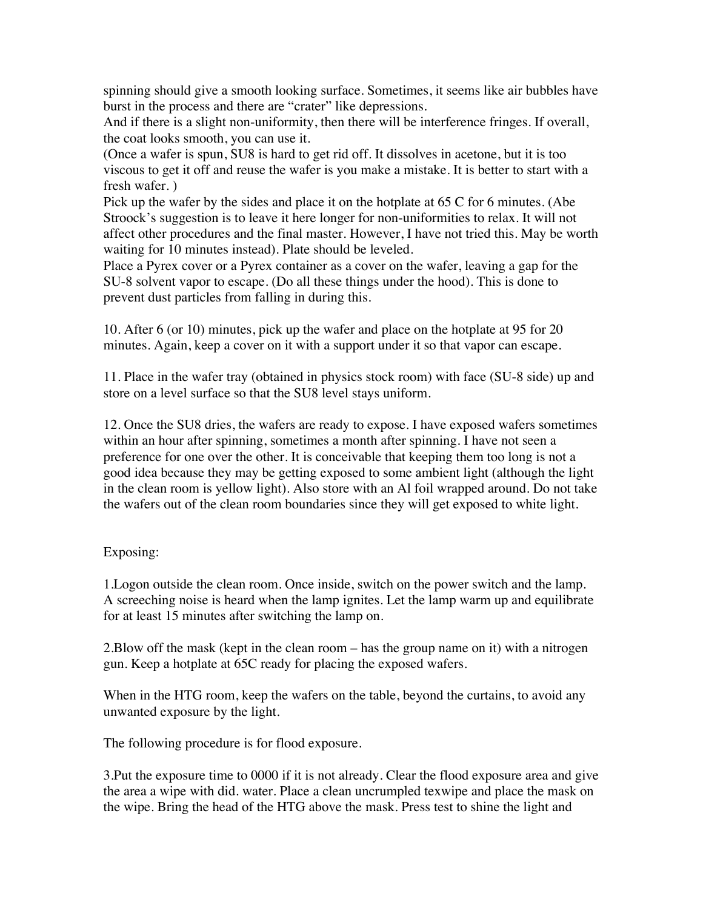spinning should give a smooth looking surface. Sometimes, it seems like air bubbles have burst in the process and there are "crater" like depressions.
And if there is a slight non-uniformity, then there will be interference fringes. If overall, the coat looks smooth, you can use it.
(Once a wafer is spun, SU8 is hard to get rid off. It dissolves in acetone, but it is too viscous to get it off and reuse the wafer is you make a mistake. It is better to start with a fresh wafer. )
Pick up the wafer by the sides and place it on the hotplate at 65 C for 6 minutes. (Abe Stroock's suggestion is to leave it here longer for non-uniformities to relax. It will not affect other procedures and the final master. However, I have not tried this. May be worth waiting for 10 minutes instead). Plate should be leveled.
Place a Pyrex cover or a Pyrex container as a cover on the wafer, leaving a gap for the SU-8 solvent vapor to escape. (Do all these things under the hood). This is done to prevent dust particles from falling in during this.

10. After 6 (or 10) minutes, pick up the wafer and place on the hotplate at 95 for 20 minutes. Again, keep a cover on it with a support under it so that vapor can escape.

11. Place in the wafer tray (obtained in physics stock room) with face (SU-8 side) up and store on a level surface so that the SU8 level stays uniform.

12. Once the SU8 dries, the wafers are ready to expose. I have exposed wafers sometimes within an hour after spinning, sometimes a month after spinning. I have not seen a preference for one over the other. It is conceivable that keeping them too long is not a good idea because they may be getting exposed to some ambient light (although the light in the clean room is yellow light). Also store with an Al foil wrapped around. Do not take the wafers out of the clean room boundaries since they will get exposed to white light.

Exposing:

1.Logon outside the clean room. Once inside, switch on the power switch and the lamp. A screeching noise is heard when the lamp ignites. Let the lamp warm up and equilibrate for at least 15 minutes after switching the lamp on.

2.Blow off the mask (kept in the clean room – has the group name on it) with a nitrogen gun. Keep a hotplate at 65C ready for placing the exposed wafers.

When in the HTG room, keep the wafers on the table, beyond the curtains, to avoid any unwanted exposure by the light.

The following procedure is for flood exposure.

3.Put the exposure time to 0000 if it is not already. Clear the flood exposure area and give the area a wipe with did. water. Place a clean uncrumpled texwipe and place the mask on the wipe. Bring the head of the HTG above the mask. Press test to shine the light and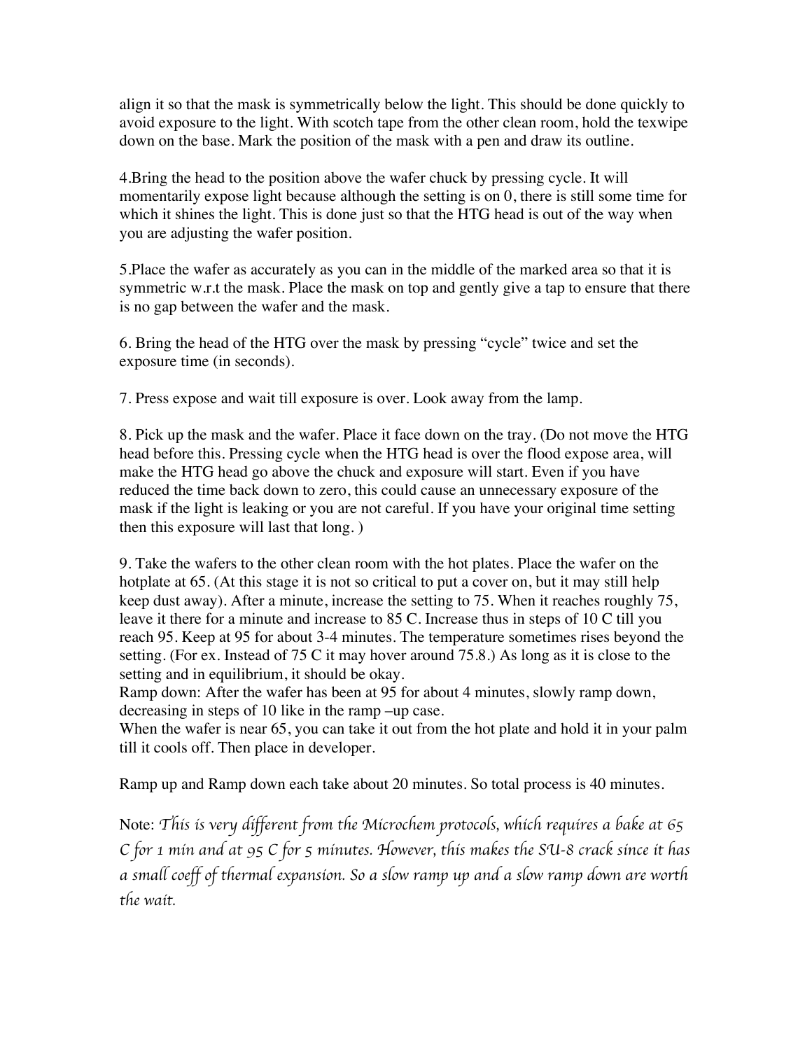align it so that the mask is symmetrically below the light. This should be done quickly to avoid exposure to the light. With scotch tape from the other clean room, hold the texwipe down on the base. Mark the position of the mask with a pen and draw its outline.

4.Bring the head to the position above the wafer chuck by pressing cycle. It will momentarily expose light because although the setting is on 0, there is still some time for which it shines the light. This is done just so that the HTG head is out of the way when you are adjusting the wafer position.

5.Place the wafer as accurately as you can in the middle of the marked area so that it is symmetric w.r.t the mask. Place the mask on top and gently give a tap to ensure that there is no gap between the wafer and the mask.

6. Bring the head of the HTG over the mask by pressing "cycle" twice and set the exposure time (in seconds).

7. Press expose and wait till exposure is over. Look away from the lamp.

8. Pick up the mask and the wafer. Place it face down on the tray. (Do not move the HTG head before this. Pressing cycle when the HTG head is over the flood expose area, will make the HTG head go above the chuck and exposure will start. Even if you have reduced the time back down to zero, this could cause an unnecessary exposure of the mask if the light is leaking or you are not careful. If you have your original time setting then this exposure will last that long. )

9. Take the wafers to the other clean room with the hot plates. Place the wafer on the hotplate at 65. (At this stage it is not so critical to put a cover on, but it may still help keep dust away). After a minute, increase the setting to 75. When it reaches roughly 75, leave it there for a minute and increase to 85 C. Increase thus in steps of 10 C till you reach 95. Keep at 95 for about 3-4 minutes. The temperature sometimes rises beyond the setting. (For ex. Instead of 75 C it may hover around 75.8.) As long as it is close to the setting and in equilibrium, it should be okay.
Ramp down: After the wafer has been at 95 for about 4 minutes, slowly ramp down, decreasing in steps of 10 like in the ramp –up case.
When the wafer is near 65, you can take it out from the hot plate and hold it in your palm till it cools off. Then place in developer.

Ramp up and Ramp down each take about 20 minutes. So total process is 40 minutes.

Note: *This is very different from the Microchem protocols, which requires a bake at 65 C for 1 min and at 95 C for 5 minutes. However, this makes the SU-8 crack since it has a small coeff of thermal expansion. So a slow ramp up and a slow ramp down are worth the wait.*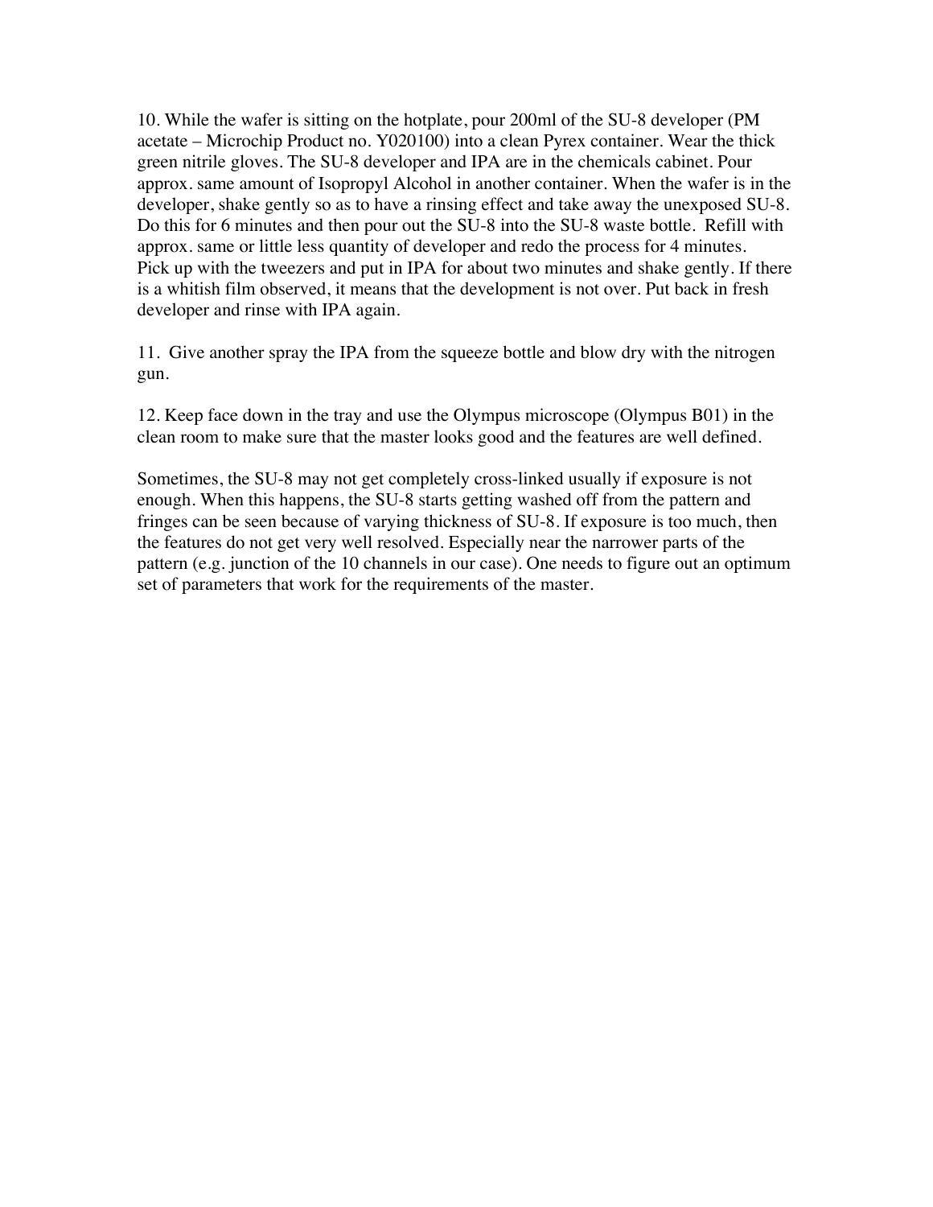10. While the wafer is sitting on the hotplate, pour 200ml of the SU-8 developer (PM acetate – Microchip Product no. Y020100) into a clean Pyrex container. Wear the thick green nitrile gloves. The SU-8 developer and IPA are in the chemicals cabinet. Pour approx. same amount of Isopropyl Alcohol in another container. When the wafer is in the developer, shake gently so as to have a rinsing effect and take away the unexposed SU-8. Do this for 6 minutes and then pour out the SU-8 into the SU-8 waste bottle. Refill with approx. same or little less quantity of developer and redo the process for 4 minutes. Pick up with the tweezers and put in IPA for about two minutes and shake gently. If there is a whitish film observed, it means that the development is not over. Put back in fresh developer and rinse with IPA again.

11. Give another spray the IPA from the squeeze bottle and blow dry with the nitrogen gun.

12. Keep face down in the tray and use the Olympus microscope (Olympus B01) in the clean room to make sure that the master looks good and the features are well defined.

Sometimes, the SU-8 may not get completely cross-linked usually if exposure is not enough. When this happens, the SU-8 starts getting washed off from the pattern and fringes can be seen because of varying thickness of SU-8. If exposure is too much, then the features do not get very well resolved. Especially near the narrower parts of the pattern (e.g. junction of the 10 channels in our case). One needs to figure out an optimum set of parameters that work for the requirements of the master.